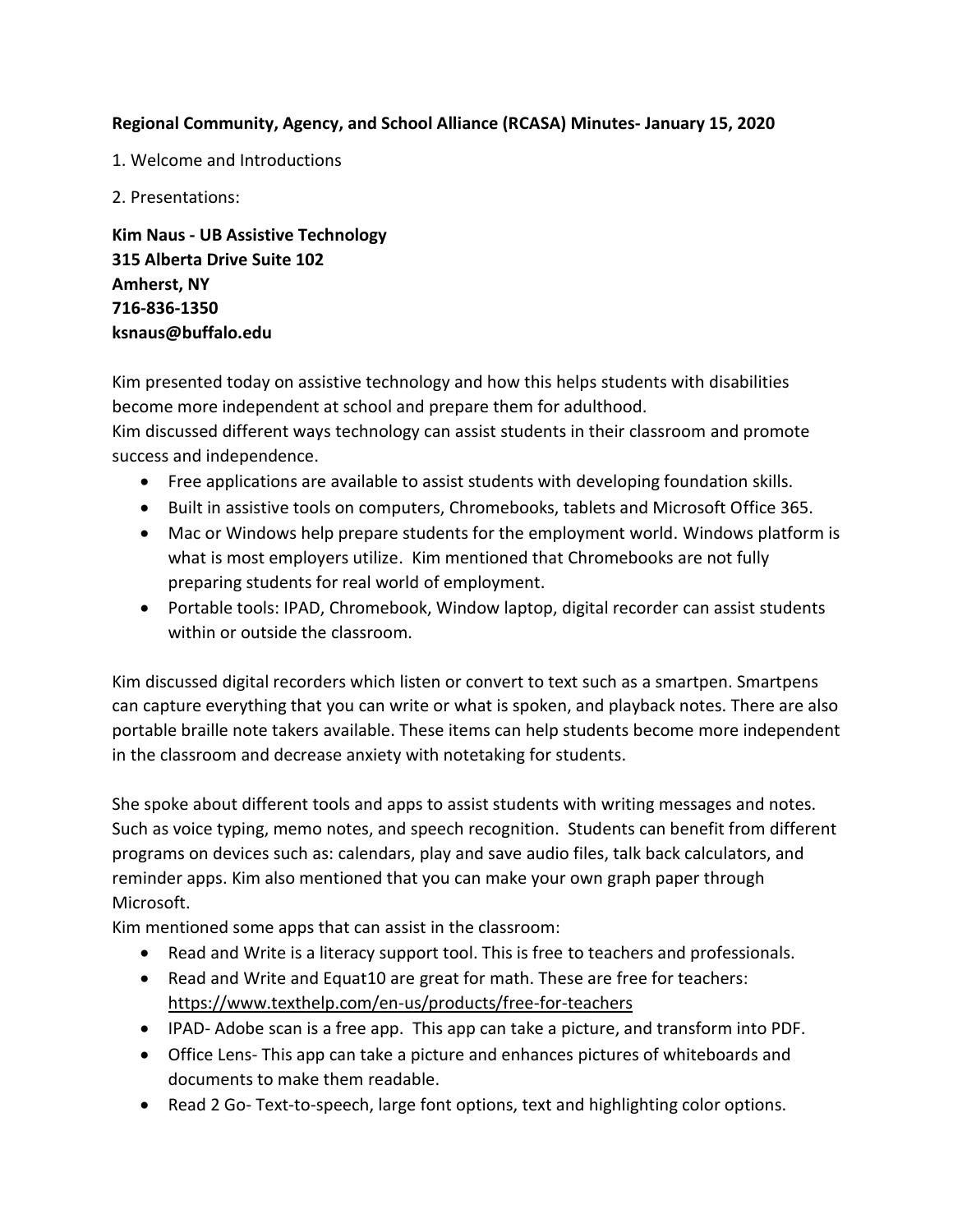**Regional Community, Agency, and School Alliance (RCASA) Minutes- January 15, 2020**

1. Welcome and Introductions

2. Presentations:

**Kim Naus - UB Assistive Technology**
**315 Alberta Drive Suite 102**
**Amherst, NY**
**716-836-1350**
**ksnaus@buffalo.edu**

Kim presented today on assistive technology and how this helps students with disabilities become more independent at school and prepare them for adulthood.
Kim discussed different ways technology can assist students in their classroom and promote success and independence.

- Free applications are available to assist students with developing foundation skills.
- Built in assistive tools on computers, Chromebooks, tablets and Microsoft Office 365.
- Mac or Windows help prepare students for the employment world. Windows platform is what is most employers utilize. Kim mentioned that Chromebooks are not fully preparing students for real world of employment.
- Portable tools: IPAD, Chromebook, Window laptop, digital recorder can assist students within or outside the classroom.

Kim discussed digital recorders which listen or convert to text such as a smartpen. Smartpens can capture everything that you can write or what is spoken, and playback notes. There are also portable braille note takers available. These items can help students become more independent in the classroom and decrease anxiety with notetaking for students.

She spoke about different tools and apps to assist students with writing messages and notes. Such as voice typing, memo notes, and speech recognition. Students can benefit from different programs on devices such as: calendars, play and save audio files, talk back calculators, and reminder apps. Kim also mentioned that you can make your own graph paper through Microsoft.
Kim mentioned some apps that can assist in the classroom:

- Read and Write is a literacy support tool. This is free to teachers and professionals.
- Read and Write and Equat10 are great for math. These are free for teachers: https://www.texthelp.com/en-us/products/free-for-teachers
- IPAD- Adobe scan is a free app. This app can take a picture, and transform into PDF.
- Office Lens- This app can take a picture and enhances pictures of whiteboards and documents to make them readable.
- Read 2 Go- Text-to-speech, large font options, text and highlighting color options.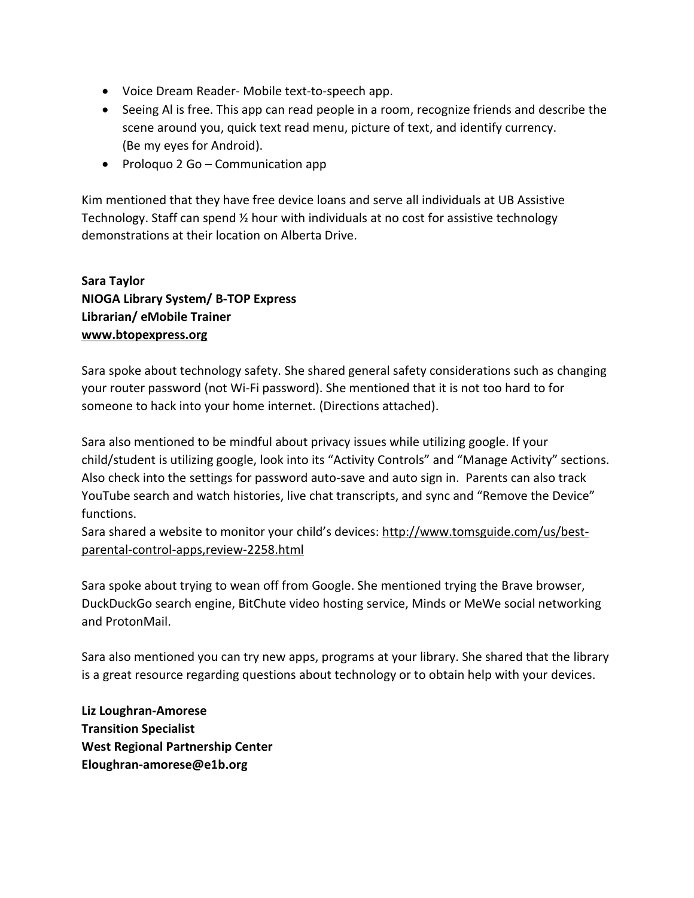- Voice Dream Reader- Mobile text-to-speech app.
- Seeing AI is free. This app can read people in a room, recognize friends and describe the scene around you, quick text read menu, picture of text, and identify currency. (Be my eyes for Android).
- Proloquo 2 Go – Communication app

Kim mentioned that they have free device loans and serve all individuals at UB Assistive Technology. Staff can spend ½ hour with individuals at no cost for assistive technology demonstrations at their location on Alberta Drive.

**Sara Taylor**
**NIOGA Library System/ B-TOP Express**
**Librarian/ eMobile Trainer**
**www.btopexpress.org**

Sara spoke about technology safety. She shared general safety considerations such as changing your router password (not Wi-Fi password). She mentioned that it is not too hard to for someone to hack into your home internet. (Directions attached).

Sara also mentioned to be mindful about privacy issues while utilizing google. If your child/student is utilizing google, look into its "Activity Controls" and "Manage Activity" sections. Also check into the settings for password auto-save and auto sign in. Parents can also track YouTube search and watch histories, live chat transcripts, and sync and "Remove the Device" functions.
Sara shared a website to monitor your child's devices: http://www.tomsguide.com/us/best-parental-control-apps,review-2258.html

Sara spoke about trying to wean off from Google. She mentioned trying the Brave browser, DuckDuckGo search engine, BitChute video hosting service, Minds or MeWe social networking and ProtonMail.

Sara also mentioned you can try new apps, programs at your library. She shared that the library is a great resource regarding questions about technology or to obtain help with your devices.

**Liz Loughran-Amorese**
**Transition Specialist**
**West Regional Partnership Center**
**Eloughran-amorese@e1b.org**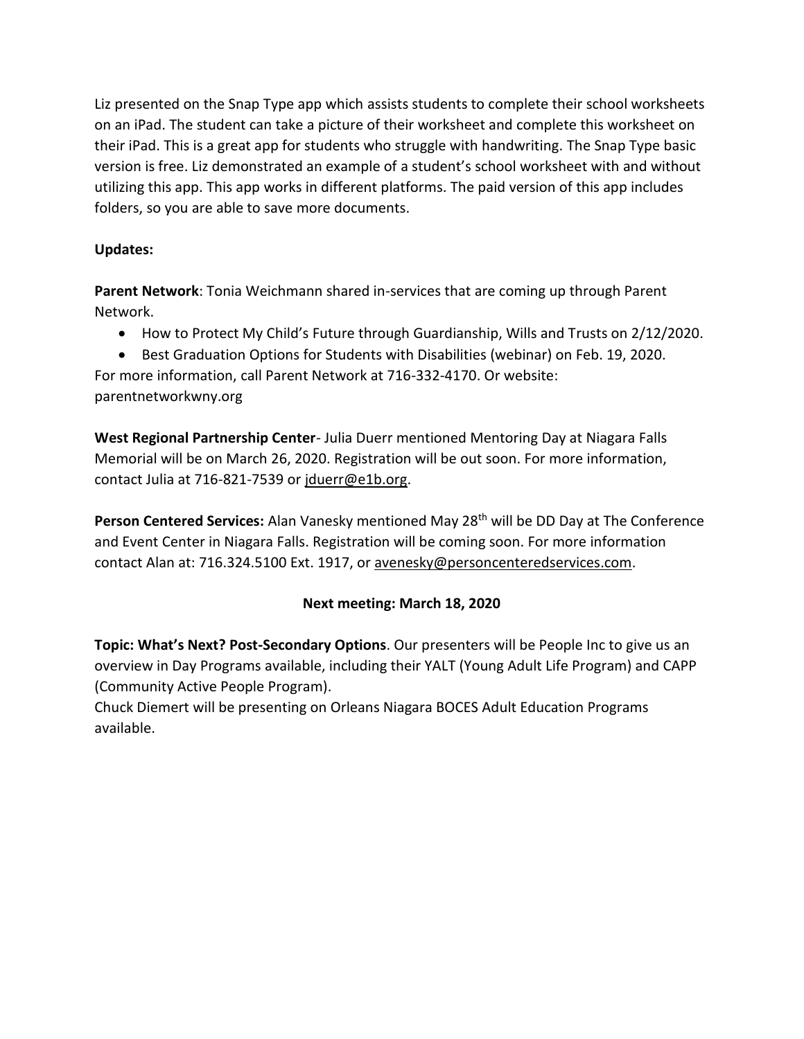Liz presented on the Snap Type app which assists students to complete their school worksheets on an iPad. The student can take a picture of their worksheet and complete this worksheet on their iPad. This is a great app for students who struggle with handwriting. The Snap Type basic version is free. Liz demonstrated an example of a student's school worksheet with and without utilizing this app. This app works in different platforms. The paid version of this app includes folders, so you are able to save more documents.

**Updates:**

**Parent Network**: Tonia Weichmann shared in-services that are coming up through Parent Network.

- How to Protect My Child's Future through Guardianship, Wills and Trusts on 2/12/2020.
- Best Graduation Options for Students with Disabilities (webinar) on Feb. 19, 2020.

For more information, call Parent Network at 716-332-4170. Or website: parentnetworkwny.org

**West Regional Partnership Center**- Julia Duerr mentioned Mentoring Day at Niagara Falls Memorial will be on March 26, 2020. Registration will be out soon. For more information, contact Julia at 716-821-7539 or jduerr@e1b.org.

**Person Centered Services:** Alan Vanesky mentioned May 28th will be DD Day at The Conference and Event Center in Niagara Falls. Registration will be coming soon. For more information contact Alan at: 716.324.5100 Ext. 1917, or avenesky@personcenteredservices.com.

**Next meeting: March 18, 2020**

**Topic: What's Next? Post-Secondary Options**. Our presenters will be People Inc to give us an overview in Day Programs available, including their YALT (Young Adult Life Program) and CAPP (Community Active People Program).
Chuck Diemert will be presenting on Orleans Niagara BOCES Adult Education Programs available.